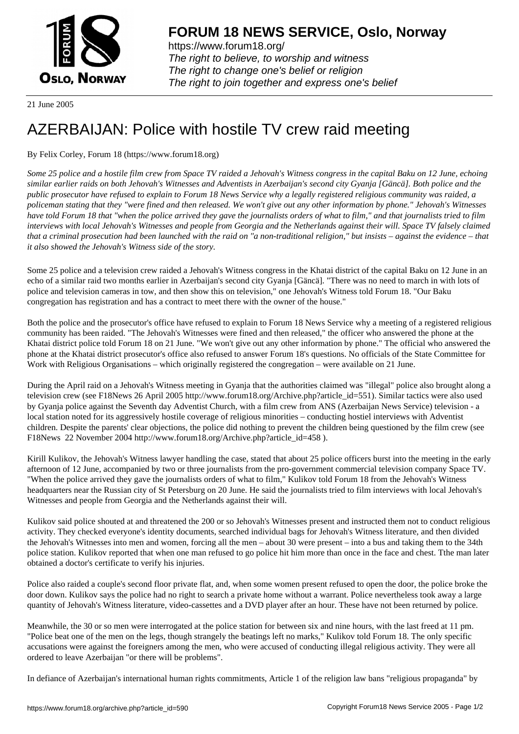# FORUM 18 NEWS SERVICE, Oslo, Norway

https://www.forum18.org/
*The right to believe, to worship and witness*
*The right to change one's belief or religion*
*The right to join together and express one's belief*

21 June 2005

# AZERBAIJAN: Police with hostile TV crew raid meeting

By Felix Corley, Forum 18 (https://www.forum18.org)

*Some 25 police and a hostile film crew from Space TV raided a Jehovah's Witness congress in the capital Baku on 12 June, echoing similar earlier raids on both Jehovah's Witnesses and Adventists in Azerbaijan's second city Gyanja [Gäncä]. Both police and the public prosecutor have refused to explain to Forum 18 News Service why a legally registered religious community was raided, a policeman stating that they "were fined and then released. We won't give out any other information by phone." Jehovah's Witnesses have told Forum 18 that "when the police arrived they gave the journalists orders of what to film," and that journalists tried to film interviews with local Jehovah's Witnesses and people from Georgia and the Netherlands against their will. Space TV falsely claimed that a criminal prosecution had been launched with the raid on "a non-traditional religion," but insists – against the evidence – that it also showed the Jehovah's Witness side of the story.*

Some 25 police and a television crew raided a Jehovah's Witness congress in the Khatai district of the capital Baku on 12 June in an echo of a similar raid two months earlier in Azerbaijan's second city Gyanja [Gäncä]. "There was no need to march in with lots of police and television cameras in tow, and then show this on television," one Jehovah's Witness told Forum 18. "Our Baku congregation has registration and has a contract to meet there with the owner of the house."

Both the police and the prosecutor's office have refused to explain to Forum 18 News Service why a meeting of a registered religious community has been raided. "The Jehovah's Witnesses were fined and then released," the officer who answered the phone at the Khatai district police told Forum 18 on 21 June. "We won't give out any other information by phone." The official who answered the phone at the Khatai district prosecutor's office also refused to answer Forum 18's questions. No officials of the State Committee for Work with Religious Organisations – which originally registered the congregation – were available on 21 June.

During the April raid on a Jehovah's Witness meeting in Gyanja that the authorities claimed was "illegal" police also brought along a television crew (see F18News 26 April 2005 http://www.forum18.org/Archive.php?article_id=551). Similar tactics were also used by Gyanja police against the Seventh day Adventist Church, with a film crew from ANS (Azerbaijan News Service) television - a local station noted for its aggressively hostile coverage of religious minorities – conducting hostiel interviews with Adventist children. Despite the parents' clear objections, the police did nothing to prevent the children being questioned by the film crew (see F18News 22 November 2004 http://www.forum18.org/Archive.php?article_id=458 ).

Kirill Kulikov, the Jehovah's Witness lawyer handling the case, stated that about 25 police officers burst into the meeting in the early afternoon of 12 June, accompanied by two or three journalists from the pro-government commercial television company Space TV. "When the police arrived they gave the journalists orders of what to film," Kulikov told Forum 18 from the Jehovah's Witness headquarters near the Russian city of St Petersburg on 20 June. He said the journalists tried to film interviews with local Jehovah's Witnesses and people from Georgia and the Netherlands against their will.

Kulikov said police shouted at and threatened the 200 or so Jehovah's Witnesses present and instructed them not to conduct religious activity. They checked everyone's identity documents, searched individual bags for Jehovah's Witness literature, and then divided the Jehovah's Witnesses into men and women, forcing all the men – about 30 were present – into a bus and taking them to the 34th police station. Kulikov reported that when one man refused to go police hit him more than once in the face and chest. Tthe man later obtained a doctor's certificate to verify his injuries.

Police also raided a couple's second floor private flat, and, when some women present refused to open the door, the police broke the door down. Kulikov says the police had no right to search a private home without a warrant. Police nevertheless took away a large quantity of Jehovah's Witness literature, video-cassettes and a DVD player after an hour. These have not been returned by police.

Meanwhile, the 30 or so men were interrogated at the police station for between six and nine hours, with the last freed at 11 pm. "Police beat one of the men on the legs, though strangely the beatings left no marks," Kulikov told Forum 18. The only specific accusations were against the foreigners among the men, who were accused of conducting illegal religious activity. They were all ordered to leave Azerbaijan "or there will be problems".

In defiance of Azerbaijan's international human rights commitments, Article 1 of the religion law bans "religious propaganda" by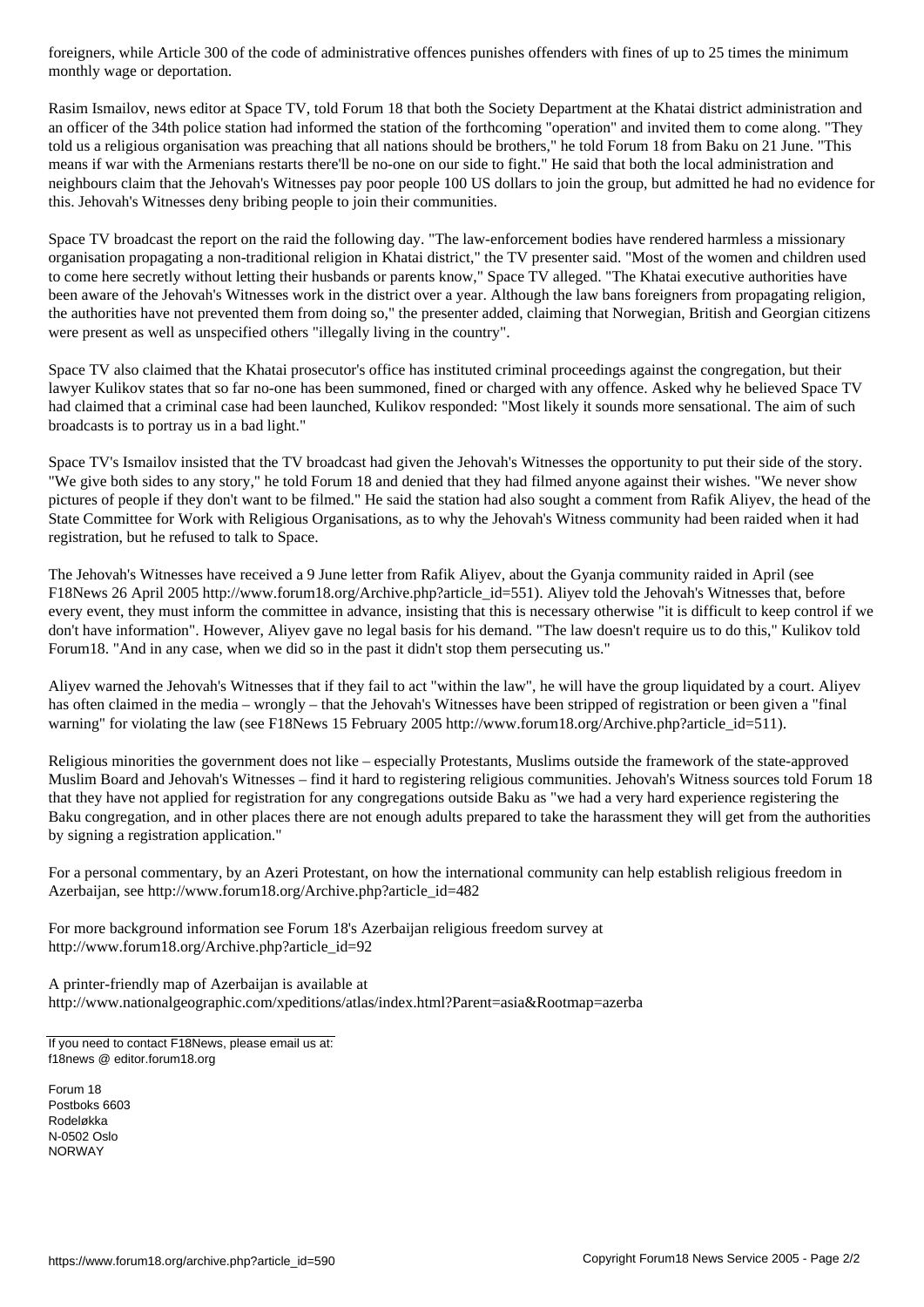foreigners, while Article 300 of the code of administrative offences punishes offenders with fines of up to 25 times the minimum monthly wage or deportation.

Rasim Ismailov, news editor at Space TV, told Forum 18 that both the Society Department at the Khatai district administration and an officer of the 34th police station had informed the station of the forthcoming "operation" and invited them to come along. "They told us a religious organisation was preaching that all nations should be brothers," he told Forum 18 from Baku on 21 June. "This means if war with the Armenians restarts there'll be no-one on our side to fight." He said that both the local administration and neighbours claim that the Jehovah's Witnesses pay poor people 100 US dollars to join the group, but admitted he had no evidence for this. Jehovah's Witnesses deny bribing people to join their communities.

Space TV broadcast the report on the raid the following day. "The law-enforcement bodies have rendered harmless a missionary organisation propagating a non-traditional religion in Khatai district," the TV presenter said. "Most of the women and children used to come here secretly without letting their husbands or parents know," Space TV alleged. "The Khatai executive authorities have been aware of the Jehovah's Witnesses work in the district over a year. Although the law bans foreigners from propagating religion, the authorities have not prevented them from doing so," the presenter added, claiming that Norwegian, British and Georgian citizens were present as well as unspecified others "illegally living in the country".

Space TV also claimed that the Khatai prosecutor's office has instituted criminal proceedings against the congregation, but their lawyer Kulikov states that so far no-one has been summoned, fined or charged with any offence. Asked why he believed Space TV had claimed that a criminal case had been launched, Kulikov responded: "Most likely it sounds more sensational. The aim of such broadcasts is to portray us in a bad light."

Space TV's Ismailov insisted that the TV broadcast had given the Jehovah's Witnesses the opportunity to put their side of the story. "We give both sides to any story," he told Forum 18 and denied that they had filmed anyone against their wishes. "We never show pictures of people if they don't want to be filmed." He said the station had also sought a comment from Rafik Aliyev, the head of the State Committee for Work with Religious Organisations, as to why the Jehovah's Witness community had been raided when it had registration, but he refused to talk to Space.

The Jehovah's Witnesses have received a 9 June letter from Rafik Aliyev, about the Gyanja community raided in April (see F18News 26 April 2005 http://www.forum18.org/Archive.php?article_id=551). Aliyev told the Jehovah's Witnesses that, before every event, they must inform the committee in advance, insisting that this is necessary otherwise "it is difficult to keep control if we don't have information". However, Aliyev gave no legal basis for his demand. "The law doesn't require us to do this," Kulikov told Forum18. "And in any case, when we did so in the past it didn't stop them persecuting us."

Aliyev warned the Jehovah's Witnesses that if they fail to act "within the law", he will have the group liquidated by a court. Aliyev has often claimed in the media – wrongly – that the Jehovah's Witnesses have been stripped of registration or been given a "final warning" for violating the law (see F18News 15 February 2005 http://www.forum18.org/Archive.php?article_id=511).

Religious minorities the government does not like – especially Protestants, Muslims outside the framework of the state-approved Muslim Board and Jehovah's Witnesses – find it hard to registering religious communities. Jehovah's Witness sources told Forum 18 that they have not applied for registration for any congregations outside Baku as "we had a very hard experience registering the Baku congregation, and in other places there are not enough adults prepared to take the harassment they will get from the authorities by signing a registration application."

For a personal commentary, by an Azeri Protestant, on how the international community can help establish religious freedom in Azerbaijan, see http://www.forum18.org/Archive.php?article_id=482

For more background information see Forum 18's Azerbaijan religious freedom survey at http://www.forum18.org/Archive.php?article_id=92

A printer-friendly map of Azerbaijan is available at
http://www.nationalgeographic.com/xpeditions/atlas/index.html?Parent=asia&Rootmap=azerba

If you need to contact F18News, please email us at:
f18news @ editor.forum18.org

Forum 18
Postboks 6603
Rodeløkka
N-0502 Oslo
NORWAY